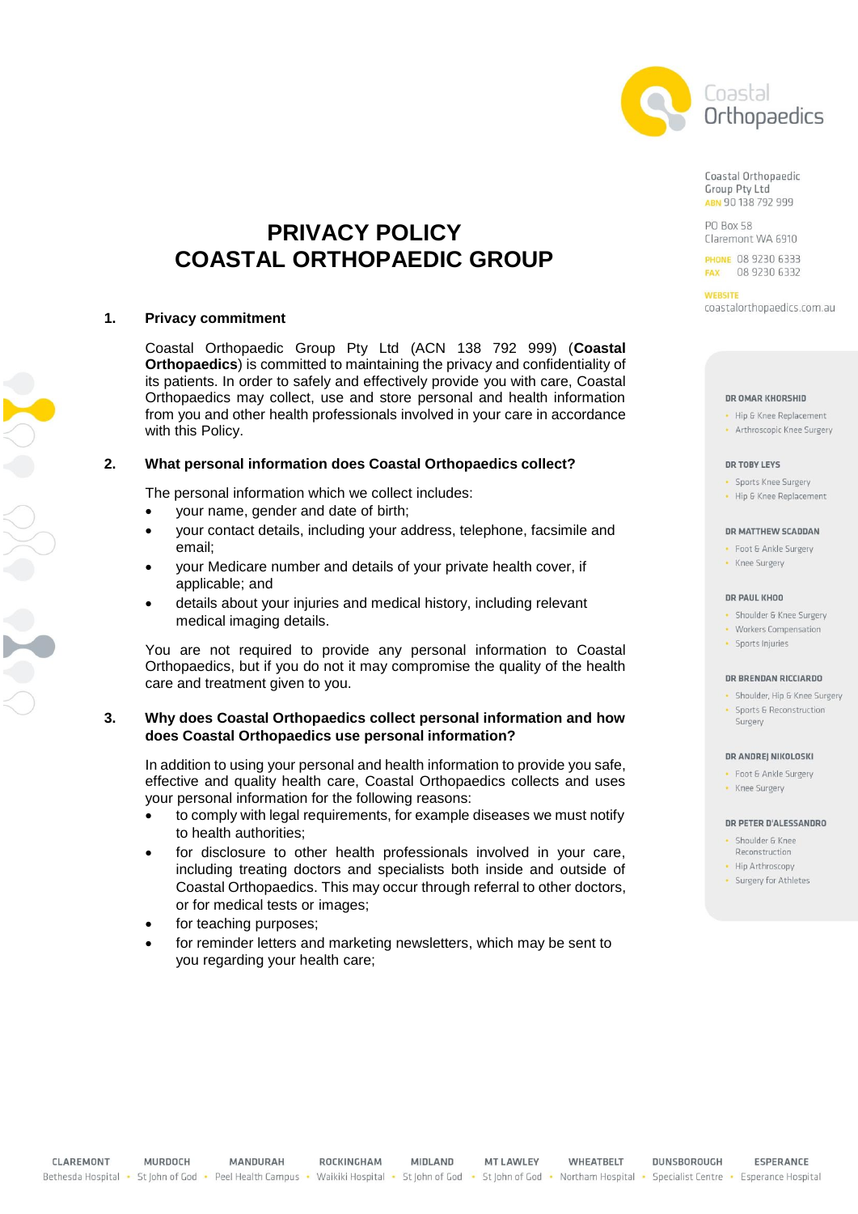Coastal Orthopaedics

Coastal Orthopaedic Group Pty Ltd
ABN 90 138 792 999

PO Box 58
Claremont WA 6910

PHONE 08 9230 6333
FAX 08 9230 6332

WEBSITE
coastalorthopaedics.com.au

# PRIVACY POLICY
# COASTAL ORTHOPAEDIC GROUP

## 1. Privacy commitment

Coastal Orthopaedic Group Pty Ltd (ACN 138 792 999) (**Coastal Orthopaedics**) is committed to maintaining the privacy and confidentiality of its patients. In order to safely and effectively provide you with care, Coastal Orthopaedics may collect, use and store personal and health information from you and other health professionals involved in your care in accordance with this Policy.

## 2. What personal information does Coastal Orthopaedics collect?

The personal information which we collect includes:

- your name, gender and date of birth;
- your contact details, including your address, telephone, facsimile and email;
- your Medicare number and details of your private health cover, if applicable; and
- details about your injuries and medical history, including relevant medical imaging details.

You are not required to provide any personal information to Coastal Orthopaedics, but if you do not it may compromise the quality of the health care and treatment given to you.

## 3. Why does Coastal Orthopaedics collect personal information and how does Coastal Orthopaedics use personal information?

In addition to using your personal and health information to provide you safe, effective and quality health care, Coastal Orthopaedics collects and uses your personal information for the following reasons:

- to comply with legal requirements, for example diseases we must notify to health authorities;
- for disclosure to other health professionals involved in your care, including treating doctors and specialists both inside and outside of Coastal Orthopaedics. This may occur through referral to other doctors, or for medical tests or images;
- for teaching purposes;
- for reminder letters and marketing newsletters, which may be sent to you regarding your health care;

**DR OMAR KHORSHID**
- Hip & Knee Replacement
- Arthroscopic Knee Surgery

**DR TOBY LEYS**
- Sports Knee Surgery
- Hip & Knee Replacement

**DR MATTHEW SCADDAN**
- Foot & Ankle Surgery
- Knee Surgery

**DR PAUL KHOO**
- Shoulder & Knee Surgery
- Workers Compensation
- Sports Injuries

**DR BRENDAN RICCIARDO**
- Shoulder, Hip & Knee Surgery
- Sports & Reconstruction Surgery

**DR ANDREJ NIKOLOSKI**
- Foot & Ankle Surgery
- Knee Surgery

**DR PETER D'ALESSANDRO**
- Shoulder & Knee Reconstruction
- Hip Arthroscopy
- Surgery for Athletes

CLAREMONT Bethesda Hospital • MURDOCH St John of God • MANDURAH Peel Health Campus • ROCKINGHAM Waikiki Hospital • MIDLAND St John of God • MT LAWLEY St John of God • WHEATBELT Northam Hospital • DUNSBOROUGH Specialist Centre • ESPERANCE Esperance Hospital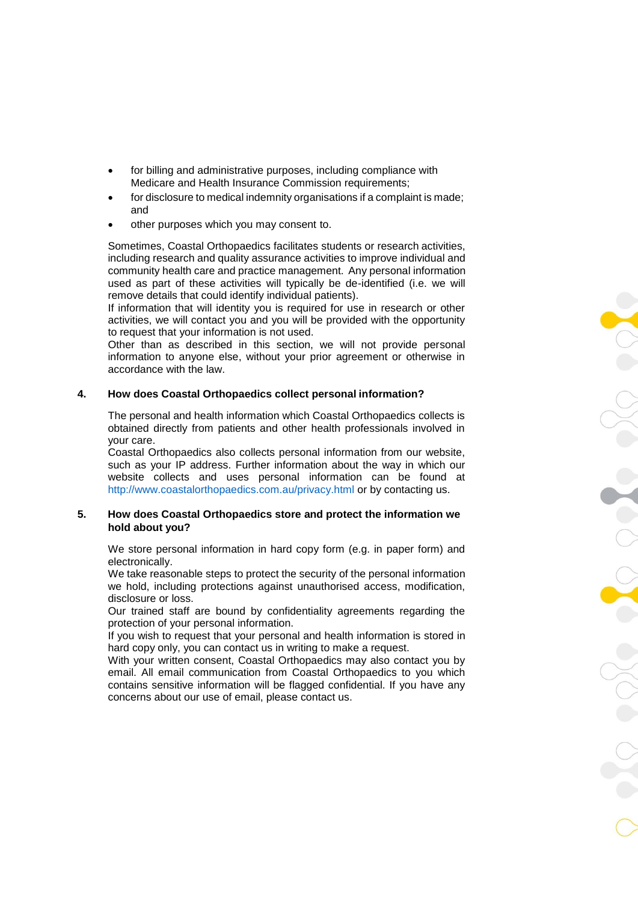- for billing and administrative purposes, including compliance with Medicare and Health Insurance Commission requirements;
- for disclosure to medical indemnity organisations if a complaint is made; and
- other purposes which you may consent to.

Sometimes, Coastal Orthopaedics facilitates students or research activities, including research and quality assurance activities to improve individual and community health care and practice management. Any personal information used as part of these activities will typically be de-identified (i.e. we will remove details that could identify individual patients).

If information that will identity you is required for use in research or other activities, we will contact you and you will be provided with the opportunity to request that your information is not used.

Other than as described in this section, we will not provide personal information to anyone else, without your prior agreement or otherwise in accordance with the law.

## 4. How does Coastal Orthopaedics collect personal information?

The personal and health information which Coastal Orthopaedics collects is obtained directly from patients and other health professionals involved in your care.

Coastal Orthopaedics also collects personal information from our website, such as your IP address. Further information about the way in which our website collects and uses personal information can be found at http://www.coastalorthopaedics.com.au/privacy.html or by contacting us.

## 5. How does Coastal Orthopaedics store and protect the information we hold about you?

We store personal information in hard copy form (e.g. in paper form) and electronically.

We take reasonable steps to protect the security of the personal information we hold, including protections against unauthorised access, modification, disclosure or loss.

Our trained staff are bound by confidentiality agreements regarding the protection of your personal information.

If you wish to request that your personal and health information is stored in hard copy only, you can contact us in writing to make a request.

With your written consent, Coastal Orthopaedics may also contact you by email. All email communication from Coastal Orthopaedics to you which contains sensitive information will be flagged confidential. If you have any concerns about our use of email, please contact us.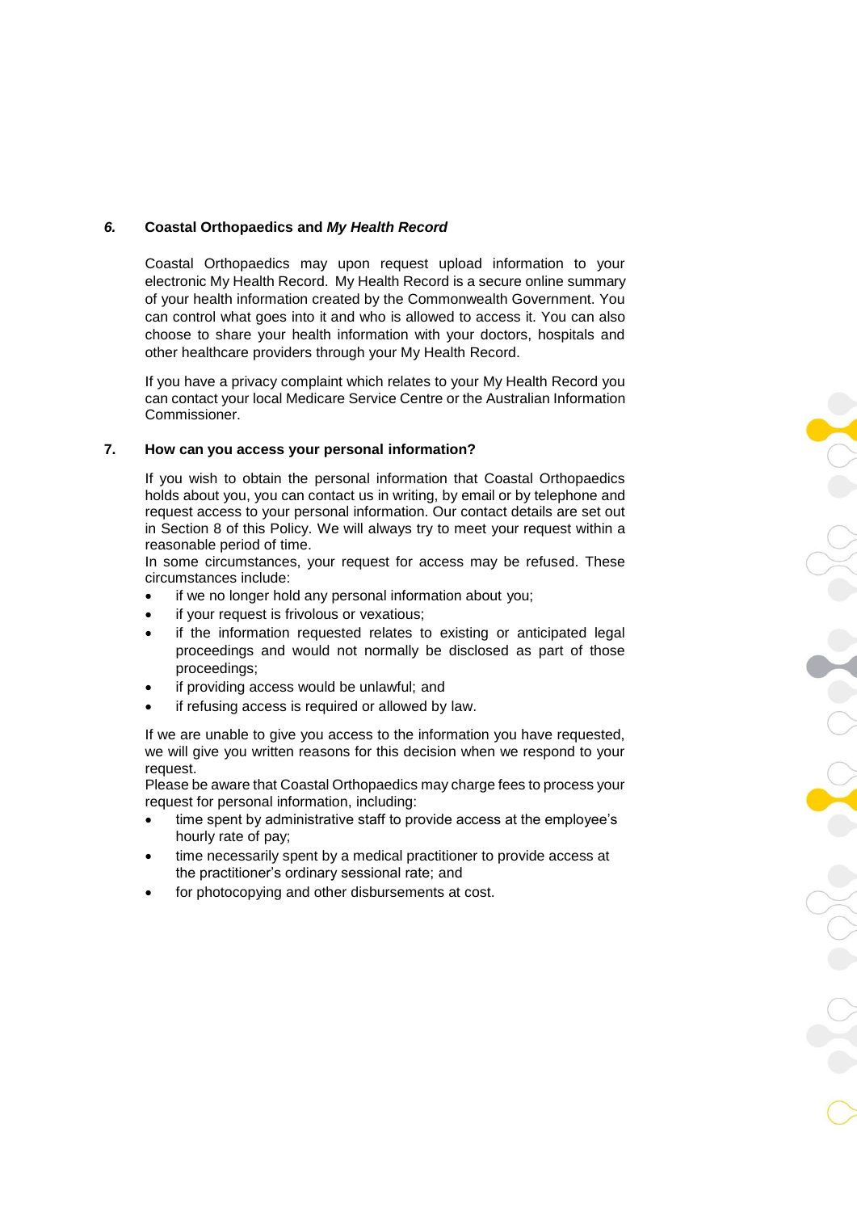## *6.* Coastal Orthopaedics and *My Health Record*

Coastal Orthopaedics may upon request upload information to your electronic My Health Record. My Health Record is a secure online summary of your health information created by the Commonwealth Government. You can control what goes into it and who is allowed to access it. You can also choose to share your health information with your doctors, hospitals and other healthcare providers through your My Health Record.

If you have a privacy complaint which relates to your My Health Record you can contact your local Medicare Service Centre or the Australian Information Commissioner.

## 7. How can you access your personal information?

If you wish to obtain the personal information that Coastal Orthopaedics holds about you, you can contact us in writing, by email or by telephone and request access to your personal information. Our contact details are set out in Section 8 of this Policy. We will always try to meet your request within a reasonable period of time.
In some circumstances, your request for access may be refused. These circumstances include:

- if we no longer hold any personal information about you;
- if your request is frivolous or vexatious;
- if the information requested relates to existing or anticipated legal proceedings and would not normally be disclosed as part of those proceedings;
- if providing access would be unlawful; and
- if refusing access is required or allowed by law.

If we are unable to give you access to the information you have requested, we will give you written reasons for this decision when we respond to your request.
Please be aware that Coastal Orthopaedics may charge fees to process your request for personal information, including:

- time spent by administrative staff to provide access at the employee's hourly rate of pay;
- time necessarily spent by a medical practitioner to provide access at the practitioner's ordinary sessional rate; and
- for photocopying and other disbursements at cost.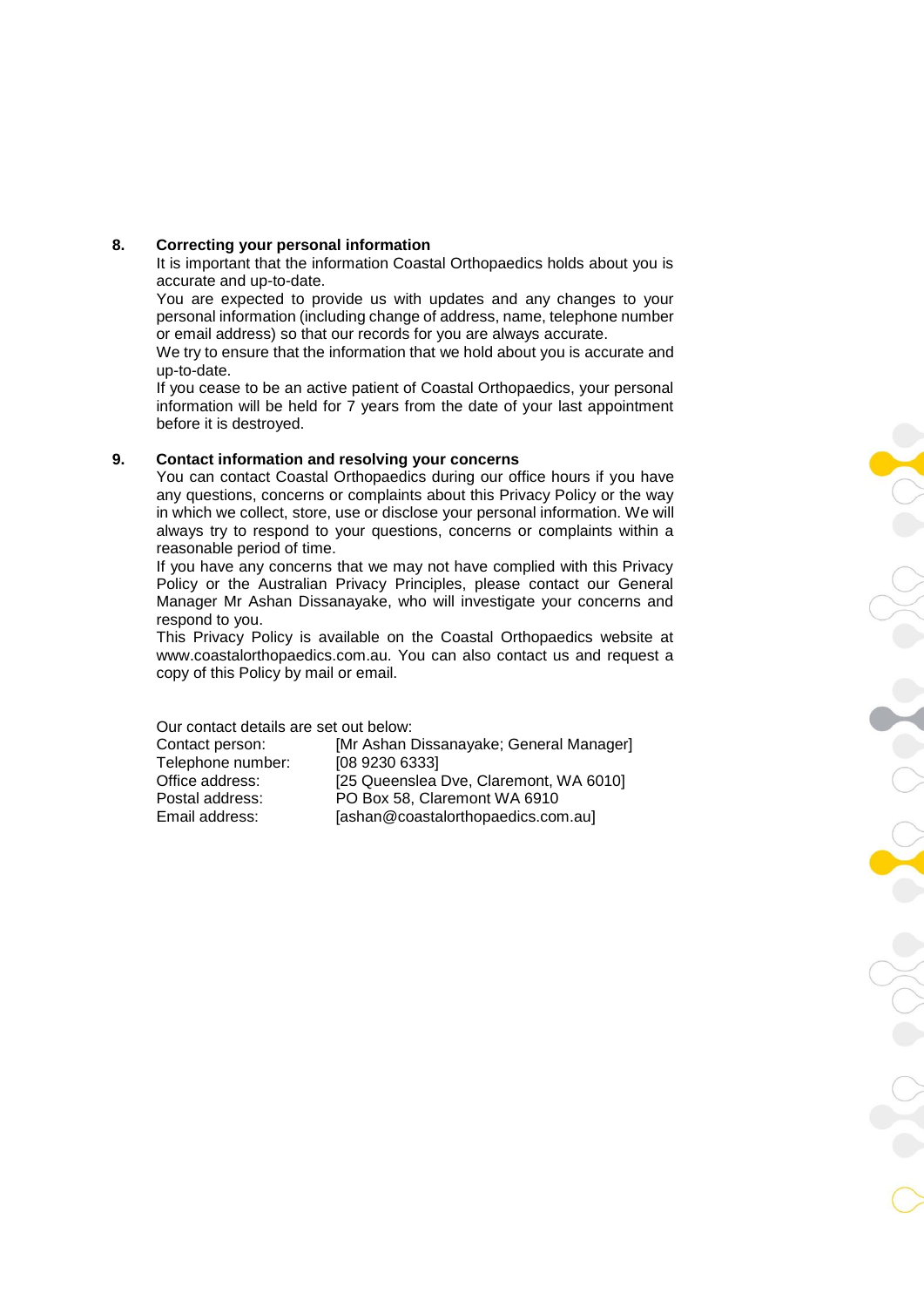## 8. Correcting your personal information

It is important that the information Coastal Orthopaedics holds about you is accurate and up-to-date.

You are expected to provide us with updates and any changes to your personal information (including change of address, name, telephone number or email address) so that our records for you are always accurate.

We try to ensure that the information that we hold about you is accurate and up-to-date.

If you cease to be an active patient of Coastal Orthopaedics, your personal information will be held for 7 years from the date of your last appointment before it is destroyed.

## 9. Contact information and resolving your concerns

You can contact Coastal Orthopaedics during our office hours if you have any questions, concerns or complaints about this Privacy Policy or the way in which we collect, store, use or disclose your personal information. We will always try to respond to your questions, concerns or complaints within a reasonable period of time.

If you have any concerns that we may not have complied with this Privacy Policy or the Australian Privacy Principles, please contact our General Manager Mr Ashan Dissanayake, who will investigate your concerns and respond to you.

This Privacy Policy is available on the Coastal Orthopaedics website at www.coastalorthopaedics.com.au. You can also contact us and request a copy of this Policy by mail or email.

Our contact details are set out below:

| | |
|---|---|
| Contact person: | [Mr Ashan Dissanayake; General Manager] |
| Telephone number: | [08 9230 6333] |
| Office address: | [25 Queenslea Dve, Claremont, WA 6010] |
| Postal address: | PO Box 58, Claremont WA 6910 |
| Email address: | [ashan@coastalorthopaedics.com.au] |